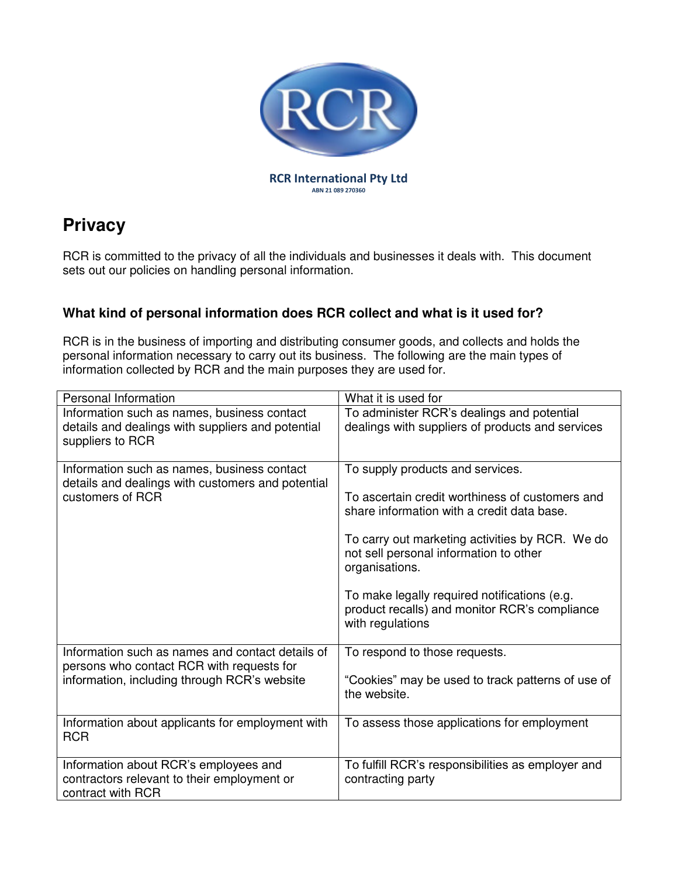RCR International Pty Ltd
ABN 21 089 270360

# Privacy

RCR is committed to the privacy of all the individuals and businesses it deals with. This document sets out our policies on handling personal information.

## What kind of personal information does RCR collect and what is it used for?

RCR is in the business of importing and distributing consumer goods, and collects and holds the personal information necessary to carry out its business. The following are the main types of information collected by RCR and the main purposes they are used for.

| Personal Information | What it is used for |
| --- | --- |
| Information such as names, business contact details and dealings with suppliers and potential suppliers to RCR | To administer RCR's dealings and potential dealings with suppliers of products and services |
| Information such as names, business contact details and dealings with customers and potential customers of RCR | To supply products and services.<br><br>To ascertain credit worthiness of customers and share information with a credit data base.<br><br>To carry out marketing activities by RCR. We do not sell personal information to other organisations.<br><br>To make legally required notifications (e.g. product recalls) and monitor RCR's compliance with regulations |
| Information such as names and contact details of persons who contact RCR with requests for information, including through RCR's website | To respond to those requests.<br><br>"Cookies" may be used to track patterns of use of the website. |
| Information about applicants for employment with RCR | To assess those applications for employment |
| Information about RCR's employees and contractors relevant to their employment or contract with RCR | To fulfill RCR's responsibilities as employer and contracting party |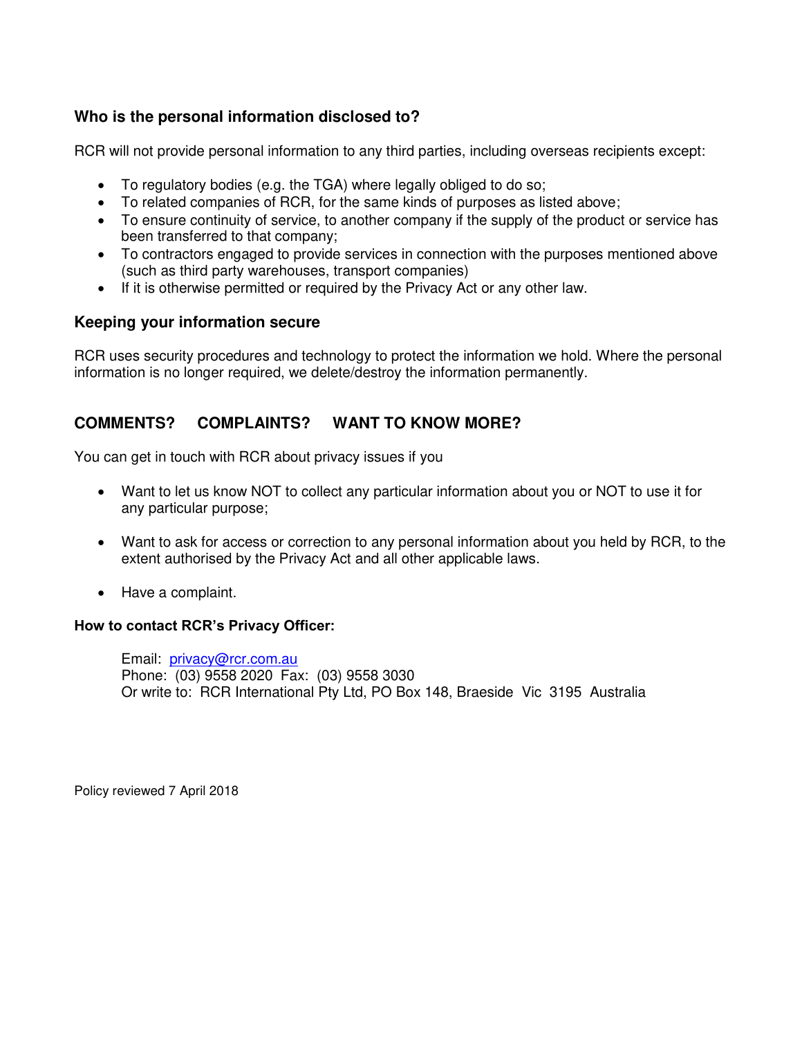## Who is the personal information disclosed to?

RCR will not provide personal information to any third parties, including overseas recipients except:

- To regulatory bodies (e.g. the TGA) where legally obliged to do so;
- To related companies of RCR, for the same kinds of purposes as listed above;
- To ensure continuity of service, to another company if the supply of the product or service has been transferred to that company;
- To contractors engaged to provide services in connection with the purposes mentioned above (such as third party warehouses, transport companies)
- If it is otherwise permitted or required by the Privacy Act or any other law.

## Keeping your information secure

RCR uses security procedures and technology to protect the information we hold. Where the personal information is no longer required, we delete/destroy the information permanently.

## COMMENTS? COMPLAINTS? WANT TO KNOW MORE?

You can get in touch with RCR about privacy issues if you

- Want to let us know NOT to collect any particular information about you or NOT to use it for any particular purpose;
- Want to ask for access or correction to any personal information about you held by RCR, to the extent authorised by the Privacy Act and all other applicable laws.
- Have a complaint.

**How to contact RCR's Privacy Officer:**

Email: privacy@rcr.com.au
Phone: (03) 9558 2020 Fax: (03) 9558 3030
Or write to: RCR International Pty Ltd, PO Box 148, Braeside Vic 3195 Australia

Policy reviewed 7 April 2018